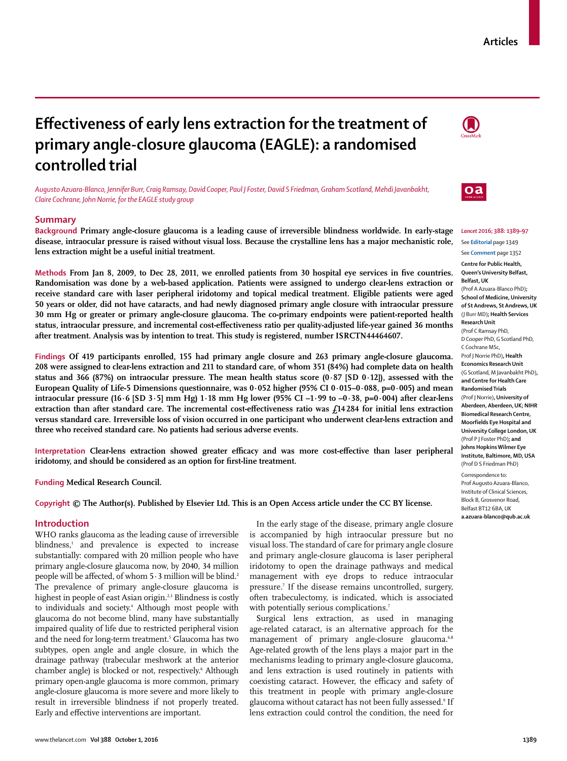# Effectiveness of early lens extraction for the treatment of primary angle-closure glaucoma (EAGLE): a randomised controlled trial

*Augusto Azuara-Blanco, Jennifer Burr, Craig Ramsay, David Cooper, Paul J Foster, David S Friedman, Graham Scotland, Mehdi Javanbakht, Claire Cochrane, John Norrie, for the EAGLE study group*

## Summary

**Background** **Primary angle-closure glaucoma is a leading cause of irreversible blindness worldwide. In early-stage disease, intraocular pressure is raised without visual loss. Because the crystalline lens has a major mechanistic role, lens extraction might be a useful initial treatment.**

**Methods** **From Jan 8, 2009, to Dec 28, 2011, we enrolled patients from 30 hospital eye services in five countries. Randomisation was done by a web-based application. Patients were assigned to undergo clear-lens extraction or receive standard care with laser peripheral iridotomy and topical medical treatment. Eligible patients were aged 50 years or older, did not have cataracts, and had newly diagnosed primary angle closure with intraocular pressure 30 mm Hg or greater or primary angle-closure glaucoma. The co-primary endpoints were patient-reported health status, intraocular pressure, and incremental cost-effectiveness ratio per quality-adjusted life-year gained 36 months after treatment. Analysis was by intention to treat. This study is registered, number ISRCTN44464607.**

**Findings** **Of 419 participants enrolled, 155 had primary angle closure and 263 primary angle-closure glaucoma. 208 were assigned to clear-lens extraction and 211 to standard care, of whom 351 (84%) had complete data on health status and 366 (87%) on intraocular pressure. The mean health status score (0·87 [SD 0·12]), assessed with the European Quality of Life-5 Dimensions questionnaire, was 0·052 higher (95% CI 0·015–0·088, p=0·005) and mean intraocular pressure (16·6 [SD 3·5] mm Hg) 1·18 mm Hg lower (95% CI –1·99 to –0·38, p=0·004) after clear-lens extraction than after standard care. The incremental cost-effectiveness ratio was £14 284 for initial lens extraction versus standard care. Irreversible loss of vision occurred in one participant who underwent clear-lens extraction and three who received standard care. No patients had serious adverse events.**

**Interpretation** **Clear-lens extraction showed greater efficacy and was more cost-effective than laser peripheral iridotomy, and should be considered as an option for first-line treatment.**

**Funding** **Medical Research Council.**

**Copyright** **© The Author(s). Published by Elsevier Ltd. This is an Open Access article under the CC BY license.**

See Editorial page 1349

See Comment page 1352

**Centre for Public Health, Queen's University Belfast, Belfast, UK** (Prof A Azuara-Blanco PhD)**; School of Medicine, University of St Andrews, St Andrews, UK** (J Burr MD)**; Health Services Research Unit** (Prof C Ramsay PhD, D Cooper PhD, G Scotland PhD, C Cochrane MSc, Prof J Norrie PhD)**, Health Economics Research Unit** (G Scotland, M Javanbakht PhD)**, and Centre for Health Care Randomised Trials** (Prof J Norrie)**, University of Aberdeen, Aberdeen, UK; NIHR Biomedical Research Centre, Moorfields Eye Hospital and University College London, UK** (Prof P J Foster PhD)**; and Johns Hopkins Wilmer Eye Institute, Baltimore, MD, USA** (Prof D S Friedman PhD)

Correspondence to: Prof Augusto Azuara-Blanco, Institute of Clinical Sciences, Block B, Grosvenor Road, Belfast BT12 6BA, UK **a.azuara-blanco@qub.ac.uk**

## Introduction

WHO ranks glaucoma as the leading cause of irreversible blindness,[1] and prevalence is expected to increase substantially: compared with 20 million people who have primary angle-closure glaucoma now, by 2040, 34 million people will be affected, of whom 5·3 million will be blind.[2] The prevalence of primary angle-closure glaucoma is highest in people of east Asian origin.[2,3] Blindness is costly to individuals and society.[4] Although most people with glaucoma do not become blind, many have substantially impaired quality of life due to restricted peripheral vision and the need for long-term treatment.[5] Glaucoma has two subtypes, open angle and angle closure, in which the drainage pathway (trabecular meshwork at the anterior chamber angle) is blocked or not, respectively.[6] Although primary open-angle glaucoma is more common, primary angle-closure glaucoma is more severe and more likely to result in irreversible blindness if not properly treated. Early and effective interventions are important.

In the early stage of the disease, primary angle closure is accompanied by high intraocular pressure but no visual loss. The standard of care for primary angle closure and primary angle-closure glaucoma is laser peripheral iridotomy to open the drainage pathways and medical management with eye drops to reduce intraocular pressure.[7] If the disease remains uncontrolled, surgery, often trabeculectomy, is indicated, which is associated with potentially serious complications.[7]

Surgical lens extraction, as used in managing age-related cataract, is an alternative approach for the management of primary angle-closure glaucoma.[6,8] Age-related growth of the lens plays a major part in the mechanisms leading to primary angle-closure glaucoma, and lens extraction is used routinely in patients with coexisting cataract. However, the efficacy and safety of this treatment in people with primary angle-closure glaucoma without cataract has not been fully assessed.[9] If lens extraction could control the condition, the need for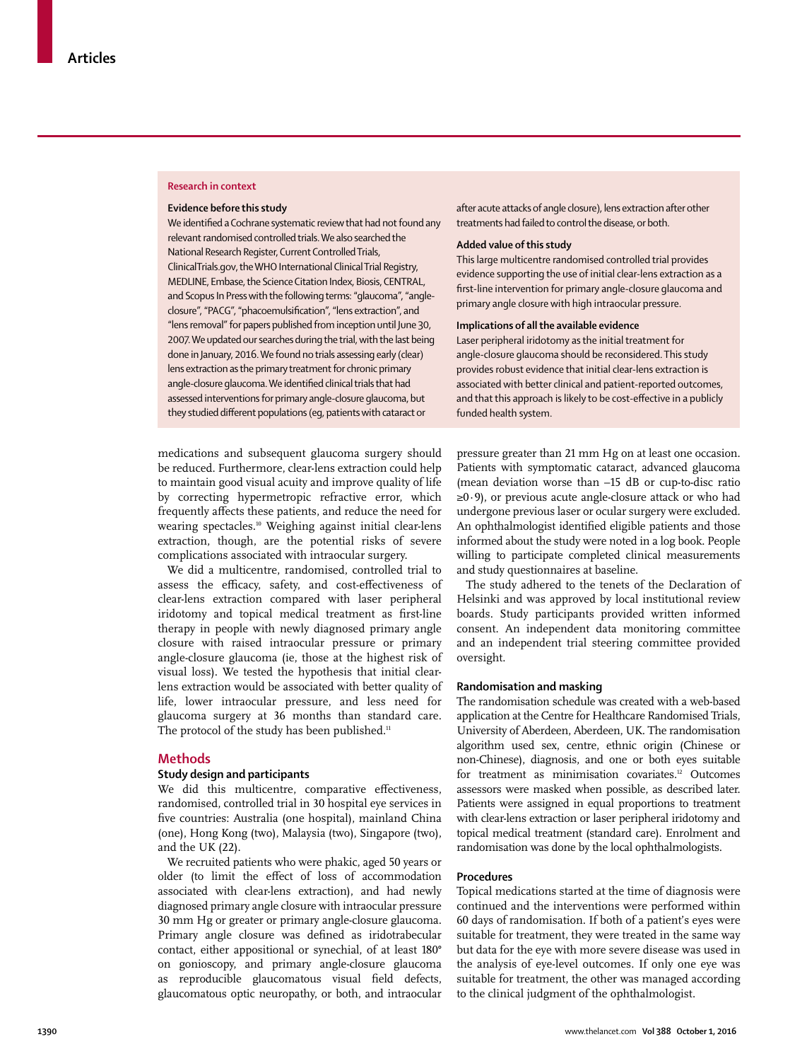## Research in context

### Evidence before this study

We identified a Cochrane systematic review that had not found any relevant randomised controlled trials. We also searched the National Research Register, Current Controlled Trials, ClinicalTrials.gov, the WHO International Clinical Trial Registry, MEDLINE, Embase, the Science Citation Index, Biosis, CENTRAL, and Scopus In Press with the following terms: "glaucoma", "angle-closure", "PACG", "phacoemulsification", "lens extraction", and "lens removal" for papers published from inception until June 30, 2007. We updated our searches during the trial, with the last being done in January, 2016. We found no trials assessing early (clear) lens extraction as the primary treatment for chronic primary angle-closure glaucoma. We identified clinical trials that had assessed interventions for primary angle-closure glaucoma, but they studied different populations (eg, patients with cataract or after acute attacks of angle closure), lens extraction after other treatments had failed to control the disease, or both.

### Added value of this study

This large multicentre randomised controlled trial provides evidence supporting the use of initial clear-lens extraction as a first-line intervention for primary angle-closure glaucoma and primary angle closure with high intraocular pressure.

### Implications of all the available evidence

Laser peripheral iridotomy as the initial treatment for angle-closure glaucoma should be reconsidered. This study provides robust evidence that initial clear-lens extraction is associated with better clinical and patient-reported outcomes, and that this approach is likely to be cost-effective in a publicly funded health system.

medications and subsequent glaucoma surgery should be reduced. Furthermore, clear-lens extraction could help to maintain good visual acuity and improve quality of life by correcting hypermetropic refractive error, which frequently affects these patients, and reduce the need for wearing spectacles.[10] Weighing against initial clear-lens extraction, though, are the potential risks of severe complications associated with intraocular surgery.

We did a multicentre, randomised, controlled trial to assess the efficacy, safety, and cost-effectiveness of clear-lens extraction compared with laser peripheral iridotomy and topical medical treatment as first-line therapy in people with newly diagnosed primary angle closure with raised intraocular pressure or primary angle-closure glaucoma (ie, those at the highest risk of visual loss). We tested the hypothesis that initial clear-lens extraction would be associated with better quality of life, lower intraocular pressure, and less need for glaucoma surgery at 36 months than standard care. The protocol of the study has been published.[11]

## Methods

### Study design and participants

We did this multicentre, comparative effectiveness, randomised, controlled trial in 30 hospital eye services in five countries: Australia (one hospital), mainland China (one), Hong Kong (two), Malaysia (two), Singapore (two), and the UK (22).

We recruited patients who were phakic, aged 50 years or older (to limit the effect of loss of accommodation associated with clear-lens extraction), and had newly diagnosed primary angle closure with intraocular pressure 30 mm Hg or greater or primary angle-closure glaucoma. Primary angle closure was defined as iridotrabecular contact, either appositional or synechial, of at least 180° on gonioscopy, and primary angle-closure glaucoma as reproducible glaucomatous visual field defects, glaucomatous optic neuropathy, or both, and intraocular pressure greater than 21 mm Hg on at least one occasion. Patients with symptomatic cataract, advanced glaucoma (mean deviation worse than –15 dB or cup-to-disc ratio ≥0·9), or previous acute angle-closure attack or who had undergone previous laser or ocular surgery were excluded. An ophthalmologist identified eligible patients and those informed about the study were noted in a log book. People willing to participate completed clinical measurements and study questionnaires at baseline.

The study adhered to the tenets of the Declaration of Helsinki and was approved by local institutional review boards. Study participants provided written informed consent. An independent data monitoring committee and an independent trial steering committee provided oversight.

### Randomisation and masking

The randomisation schedule was created with a web-based application at the Centre for Healthcare Randomised Trials, University of Aberdeen, Aberdeen, UK. The randomisation algorithm used sex, centre, ethnic origin (Chinese or non-Chinese), diagnosis, and one or both eyes suitable for treatment as minimisation covariates.[12] Outcomes assessors were masked when possible, as described later. Patients were assigned in equal proportions to treatment with clear-lens extraction or laser peripheral iridotomy and topical medical treatment (standard care). Enrolment and randomisation was done by the local ophthalmologists.

### Procedures

Topical medications started at the time of diagnosis were continued and the interventions were performed within 60 days of randomisation. If both of a patient's eyes were suitable for treatment, they were treated in the same way but data for the eye with more severe disease was used in the analysis of eye-level outcomes. If only one eye was suitable for treatment, the other was managed according to the clinical judgment of the ophthalmologist.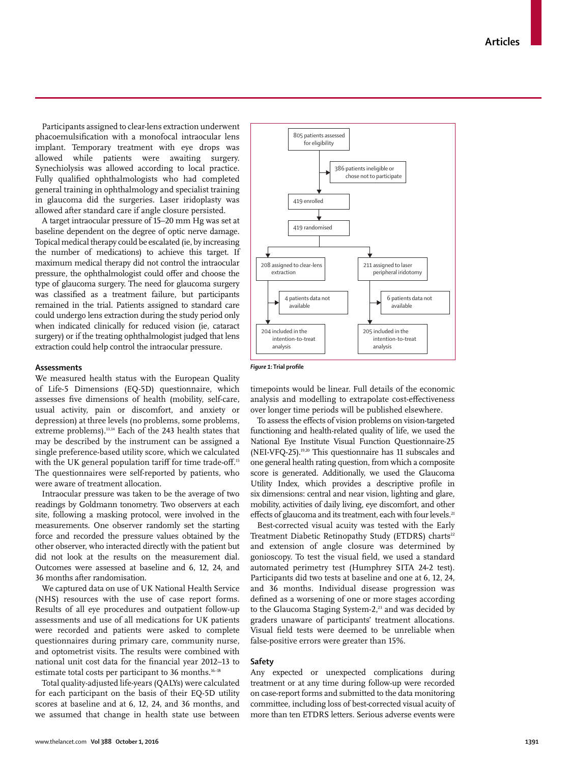Participants assigned to clear-lens extraction underwent phacoemulsification with a monofocal intraocular lens implant. Temporary treatment with eye drops was allowed while patients were awaiting surgery. Synechiolysis was allowed according to local practice. Fully qualified ophthalmologists who had completed general training in ophthalmology and specialist training in glaucoma did the surgeries. Laser iridoplasty was allowed after standard care if angle closure persisted.

A target intraocular pressure of 15–20 mm Hg was set at baseline dependent on the degree of optic nerve damage. Topical medical therapy could be escalated (ie, by increasing the number of medications) to achieve this target. If maximum medical therapy did not control the intraocular pressure, the ophthalmologist could offer and choose the type of glaucoma surgery. The need for glaucoma surgery was classified as a treatment failure, but participants remained in the trial. Patients assigned to standard care could undergo lens extraction during the study period only when indicated clinically for reduced vision (ie, cataract surgery) or if the treating ophthalmologist judged that lens extraction could help control the intraocular pressure.

805 patients assessed for eligibility

386 patients ineligible or chose not to participate

419 enrolled

419 randomised

208 assigned to clear-lens extraction

4 patients data not available

204 included in the intention-to-treat analysis

211 assigned to laser peripheral iridotomy

6 patients data not available

205 included in the intention-to-treat analysis

***Figure 1:*** **Trial profile**

## Assessments

We measured health status with the European Quality of Life-5 Dimensions (EQ-5D) questionnaire, which assesses five dimensions of health (mobility, self-care, usual activity, pain or discomfort, and anxiety or depression) at three levels (no problems, some problems, extreme problems).[13,14] Each of the 243 health states that may be described by the instrument can be assigned a single preference-based utility score, which we calculated with the UK general population tariff for time trade-off.[15] The questionnaires were self-reported by patients, who were aware of treatment allocation.

Intraocular pressure was taken to be the average of two readings by Goldmann tonometry. Two observers at each site, following a masking protocol, were involved in the measurements. One observer randomly set the starting force and recorded the pressure values obtained by the other observer, who interacted directly with the patient but did not look at the results on the measurement dial. Outcomes were assessed at baseline and 6, 12, 24, and 36 months after randomisation.

We captured data on use of UK National Health Service (NHS) resources with the use of case report forms. Results of all eye procedures and outpatient follow-up assessments and use of all medications for UK patients were recorded and patients were asked to complete questionnaires during primary care, community nurse, and optometrist visits. The results were combined with national unit cost data for the financial year 2012–13 to estimate total costs per participant to 36 months.[16–18]

Total quality-adjusted life-years (QALYs) were calculated for each participant on the basis of their EQ-5D utility scores at baseline and at 6, 12, 24, and 36 months, and we assumed that change in health state use between timepoints would be linear. Full details of the economic analysis and modelling to extrapolate cost-effectiveness over longer time periods will be published elsewhere.

To assess the effects of vision problems on vision-targeted functioning and health-related quality of life, we used the National Eye Institute Visual Function Questionnaire-25 (NEI-VFQ-25).[19,20] This questionnaire has 11 subscales and one general health rating question, from which a composite score is generated. Additionally, we used the Glaucoma Utility Index, which provides a descriptive profile in six dimensions: central and near vision, lighting and glare, mobility, activities of daily living, eye discomfort, and other effects of glaucoma and its treatment, each with four levels.[21]

Best-corrected visual acuity was tested with the Early Treatment Diabetic Retinopathy Study (ETDRS) charts[22] and extension of angle closure was determined by gonioscopy. To test the visual field, we used a standard automated perimetry test (Humphrey SITA 24-2 test). Participants did two tests at baseline and one at 6, 12, 24, and 36 months. Individual disease progression was defined as a worsening of one or more stages according to the Glaucoma Staging System-2,[23] and was decided by graders unaware of participants' treatment allocations. Visual field tests were deemed to be unreliable when false-positive errors were greater than 15%.

## Safety

Any expected or unexpected complications during treatment or at any time during follow-up were recorded on case-report forms and submitted to the data monitoring committee, including loss of best-corrected visual acuity of more than ten ETDRS letters. Serious adverse events were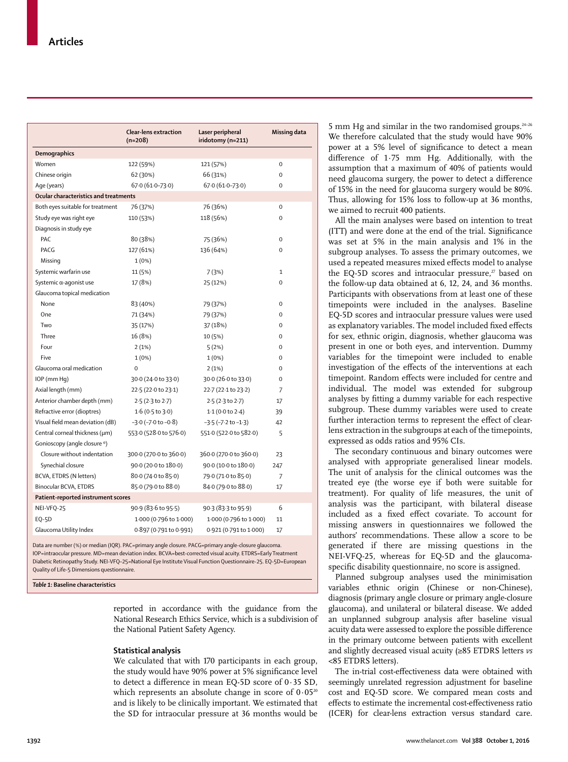| | Clear-lens extraction (n=208) | Laser peripheral iridotomy (n=211) | Missing data |
|---|---|---|---|
| **Demographics** | | | |
| Women | 122 (59%) | 121 (57%) | 0 |
| Chinese origin | 62 (30%) | 66 (31%) | 0 |
| Age (years) | 67·0 (61·0–73·0) | 67·0 (61·0–73·0) | 0 |
| **Ocular characteristics and treatments** | | | |
| Both eyes suitable for treatment | 76 (37%) | 76 (36%) | 0 |
| Study eye was right eye | 110 (53%) | 118 (56%) | 0 |
| Diagnosis in study eye | | | |
| PAC | 80 (38%) | 75 (36%) | 0 |
| PACG | 127 (61%) | 136 (64%) | 0 |
| Missing | 1 (0%) | | |
| Systemic warfarin use | 11 (5%) | 7 (3%) | 1 |
| Systemic α-agonist use | 17 (8%) | 25 (12%) | 0 |
| Glaucoma topical medication | | | |
| None | 83 (40%) | 79 (37%) | 0 |
| One | 71 (34%) | 79 (37%) | 0 |
| Two | 35 (17%) | 37 (18%) | 0 |
| Three | 16 (8%) | 10 (5%) | 0 |
| Four | 2 (1%) | 5 (2%) | 0 |
| Five | 1 (0%) | 1 (0%) | 0 |
| Glaucoma oral medication | 0 | 2 (1%) | 0 |
| IOP (mm Hg) | 30·0 (24·0 to 33·0) | 30·0 (26·0 to 33·0) | 0 |
| Axial length (mm) | 22·5 (22·0 to 23·1) | 22·7 (22·1 to 23·2) | 7 |
| Anterior chamber depth (mm) | 2·5 (2·3 to 2·7) | 2·5 (2·3 to 2·7) | 17 |
| Refractive error (dioptres) | 1·6 (0·5 to 3·0) | 1·1 (0·0 to 2·4) | 39 |
| Visual field mean deviation (dB) | −3·0 (−7·0 to −0·8) | −3·5 (−7·2 to −1·3) | 42 |
| Central corneal thickness (μm) | 553·0 (528·0 to 576·0) | 551·0 (522·0 to 582·0) | 5 |
| Gonioscopy (angle closure °) | | | |
| Closure without indentation | 300·0 (270·0 to 360·0) | 360·0 (270·0 to 360·0) | 23 |
| Synechial closure | 90·0 (20·0 to 180·0) | 90·0 (10·0 to 180·0) | 247 |
| BCVA, ETDRS (N letters) | 80·0 (74·0 to 85·0) | 79·0 (71·0 to 85·0) | 7 |
| Binocular BCVA, ETDRS | 85·0 (79·0 to 88·0) | 84·0 (79·0 to 88·0) | 17 |
| **Patient-reported instrument scores** | | | |
| NEI-VFQ-25 | 90·9 (83·6 to 95·5) | 90·3 (83·3 to 95·9) | 6 |
| EQ-5D | 1·000 (0·796 to 1·000) | 1·000 (0·796 to 1·000) | 11 |
| Glaucoma Utility Index | 0·897 (0·791 to 0·991) | 0·921 (0·791 to 1·000) | 17 |

Data are number (%) or median (IQR). PAC=primary angle closure. PACG=primary angle-closure glaucoma. IOP=intraocular pressure. MD=mean deviation index. BCVA=best-corrected visual acuity. ETDRS=Early Treatment Diabetic Retinopathy Study. NEI-VFQ-25=National Eye Institute Visual Function Questionnaire-25. EQ-5D=European Quality of Life-5 Dimensions questionnaire.

*Table 1*: **Baseline characteristics**

reported in accordance with the guidance from the National Research Ethics Service, which is a subdivision of the National Patient Safety Agency.

### Statistical analysis

We calculated that with 170 participants in each group, the study would have 90% power at 5% significance level to detect a difference in mean EQ-5D score of 0·35 SD, which represents an absolute change in score of 0·05[20] and is likely to be clinically important. We estimated that the SD for intraocular pressure at 36 months would be 5 mm Hg and similar in the two randomised groups.[24–26] We therefore calculated that the study would have 90% power at a 5% level of significance to detect a mean difference of 1·75 mm Hg. Additionally, with the assumption that a maximum of 40% of patients would need glaucoma surgery, the power to detect a difference of 15% in the need for glaucoma surgery would be 80%. Thus, allowing for 15% loss to follow-up at 36 months, we aimed to recruit 400 patients.

All the main analyses were based on intention to treat (ITT) and were done at the end of the trial. Significance was set at 5% in the main analysis and 1% in the subgroup analyses. To assess the primary outcomes, we used a repeated measures mixed effects model to analyse the EQ-5D scores and intraocular pressure,[27] based on the follow-up data obtained at 6, 12, 24, and 36 months. Participants with observations from at least one of these timepoints were included in the analyses. Baseline EQ-5D scores and intraocular pressure values were used as explanatory variables. The model included fixed effects for sex, ethnic origin, diagnosis, whether glaucoma was present in one or both eyes, and intervention. Dummy variables for the timepoint were included to enable investigation of the effects of the interventions at each timepoint. Random effects were included for centre and individual. The model was extended for subgroup analyses by fitting a dummy variable for each respective subgroup. These dummy variables were used to create further interaction terms to represent the effect of clear-lens extraction in the subgroups at each of the timepoints, expressed as odds ratios and 95% CIs.

The secondary continuous and binary outcomes were analysed with appropriate generalised linear models. The unit of analysis for the clinical outcomes was the treated eye (the worse eye if both were suitable for treatment). For quality of life measures, the unit of analysis was the participant, with bilateral disease included as a fixed effect covariate. To account for missing answers in questionnaires we followed the authors' recommendations. These allow a score to be generated if there are missing questions in the NEI-VFQ-25, whereas for EQ-5D and the glaucoma-specific disability questionnaire, no score is assigned.

Planned subgroup analyses used the minimisation variables ethnic origin (Chinese or non-Chinese), diagnosis (primary angle closure or primary angle-closure glaucoma), and unilateral or bilateral disease. We added an unplanned subgroup analysis after baseline visual acuity data were assessed to explore the possible difference in the primary outcome between patients with excellent and slightly decreased visual acuity (≥85 ETDRS letters *vs* <85 ETDRS letters).

The in-trial cost-effectiveness data were obtained with seemingly unrelated regression adjustment for baseline cost and EQ-5D score. We compared mean costs and effects to estimate the incremental cost-effectiveness ratio (ICER) for clear-lens extraction versus standard care.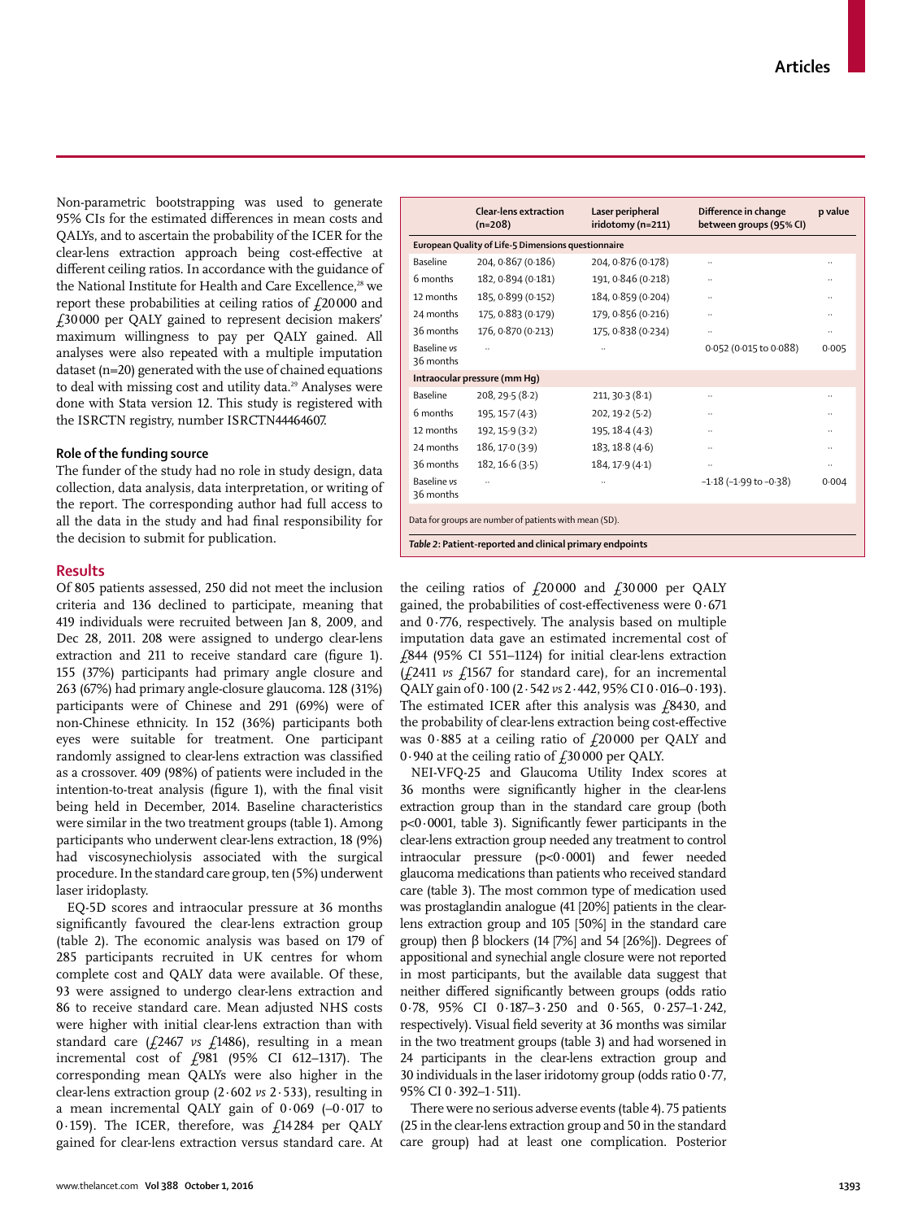Non-parametric bootstrapping was used to generate 95% CIs for the estimated differences in mean costs and QALYs, and to ascertain the probability of the ICER for the clear-lens extraction approach being cost-effective at different ceiling ratios. In accordance with the guidance of the National Institute for Health and Care Excellence,[28] we report these probabilities at ceiling ratios of £20 000 and £30 000 per QALY gained to represent decision makers' maximum willingness to pay per QALY gained. All analyses were also repeated with a multiple imputation dataset (n=20) generated with the use of chained equations to deal with missing cost and utility data.[29] Analyses were done with Stata version 12. This study is registered with the ISRCTN registry, number ISRCTN44464607.

### Role of the funding source

The funder of the study had no role in study design, data collection, data analysis, data interpretation, or writing of the report. The corresponding author had full access to all the data in the study and had final responsibility for the decision to submit for publication.

## Results

Of 805 patients assessed, 250 did not meet the inclusion criteria and 136 declined to participate, meaning that 419 individuals were recruited between Jan 8, 2009, and Dec 28, 2011. 208 were assigned to undergo clear-lens extraction and 211 to receive standard care (figure 1). 155 (37%) participants had primary angle closure and 263 (67%) had primary angle-closure glaucoma. 128 (31%) participants were of Chinese and 291 (69%) were of non-Chinese ethnicity. In 152 (36%) participants both eyes were suitable for treatment. One participant randomly assigned to clear-lens extraction was classified as a crossover. 409 (98%) of patients were included in the intention-to-treat analysis (figure 1), with the final visit being held in December, 2014. Baseline characteristics were similar in the two treatment groups (table 1). Among participants who underwent clear-lens extraction, 18 (9%) had viscosynechiolysis associated with the surgical procedure. In the standard care group, ten (5%) underwent laser iridoplasty.

EQ-5D scores and intraocular pressure at 36 months significantly favoured the clear-lens extraction group (table 2). The economic analysis was based on 179 of 285 participants recruited in UK centres for whom complete cost and QALY data were available. Of these, 93 were assigned to undergo clear-lens extraction and 86 to receive standard care. Mean adjusted NHS costs were higher with initial clear-lens extraction than with standard care (£2467 *vs* £1486), resulting in a mean incremental cost of £981 (95% CI 612–1317). The corresponding mean QALYs were also higher in the clear-lens extraction group (2·602 *vs* 2·533), resulting in a mean incremental QALY gain of 0·069 (–0·017 to 0·159). The ICER, therefore, was £14 284 per QALY gained for clear-lens extraction versus standard care. At the ceiling ratios of £20 000 and £30 000 per QALY gained, the probabilities of cost-effectiveness were 0·671 and 0·776, respectively. The analysis based on multiple imputation data gave an estimated incremental cost of £844 (95% CI 551–1124) for initial clear-lens extraction (£2411 *vs* £1567 for standard care), for an incremental QALY gain of 0·100 (2·542 *vs* 2·442, 95% CI 0·016–0·193). The estimated ICER after this analysis was £8430, and the probability of clear-lens extraction being cost-effective was 0·885 at a ceiling ratio of £20 000 per QALY and 0·940 at the ceiling ratio of £30 000 per QALY.

| | Clear-lens extraction (n=208) | Laser peripheral iridotomy (n=211) | Difference in change between groups (95% CI) | p value |
|---|---|---|---|---|
| **European Quality of Life-5 Dimensions questionnaire** | | | | |
| Baseline | 204, 0·867 (0·186) | 204, 0·876 (0·178) | .. | .. |
| 6 months | 182, 0·894 (0·181) | 191, 0·846 (0·218) | .. | .. |
| 12 months | 185, 0·899 (0·152) | 184, 0·859 (0·204) | .. | .. |
| 24 months | 175, 0·883 (0·179) | 179, 0·856 (0·216) | .. | .. |
| 36 months | 176, 0·870 (0·213) | 175, 0·838 (0·234) | .. | .. |
| Baseline *vs* 36 months | .. | .. | 0·052 (0·015 to 0·088) | 0·005 |
| **Intraocular pressure (mm Hg)** | | | | |
| Baseline | 208, 29·5 (8·2) | 211, 30·3 (8·1) | .. | .. |
| 6 months | 195, 15·7 (4·3) | 202, 19·2 (5·2) | .. | .. |
| 12 months | 192, 15·9 (3·2) | 195, 18·4 (4·3) | .. | .. |
| 24 months | 186, 17·0 (3·9) | 183, 18·8 (4·6) | .. | .. |
| 36 months | 182, 16·6 (3·5) | 184, 17·9 (4·1) | .. | .. |
| Baseline *vs* 36 months | .. | .. | –1·18 (–1·99 to –0·38) | 0·004 |

Data for groups are number of patients with mean (SD).

***Table 2*: Patient-reported and clinical primary endpoints**

NEI-VFQ-25 and Glaucoma Utility Index scores at 36 months were significantly higher in the clear-lens extraction group than in the standard care group (both $p<0·0001$, table 3). Significantly fewer participants in the clear-lens extraction group needed any treatment to control intraocular pressure ($p<0·0001$) and fewer needed glaucoma medications than patients who received standard care (table 3). The most common type of medication used was prostaglandin analogue (41 [20%] patients in the clear-lens extraction group and 105 [50%] in the standard care group) then β blockers (14 [7%] and 54 [26%]). Degrees of appositional and synechial angle closure were not reported in most participants, but the available data suggest that neither differed significantly between groups (odds ratio 0·78, 95% CI 0·187–3·250 and 0·565, 0·257–1·242, respectively). Visual field severity at 36 months was similar in the two treatment groups (table 3) and had worsened in 24 participants in the clear-lens extraction group and 30 individuals in the laser iridotomy group (odds ratio 0·77, 95% CI 0·392–1·511).

There were no serious adverse events (table 4). 75 patients (25 in the clear-lens extraction group and 50 in the standard care group) had at least one complication. Posterior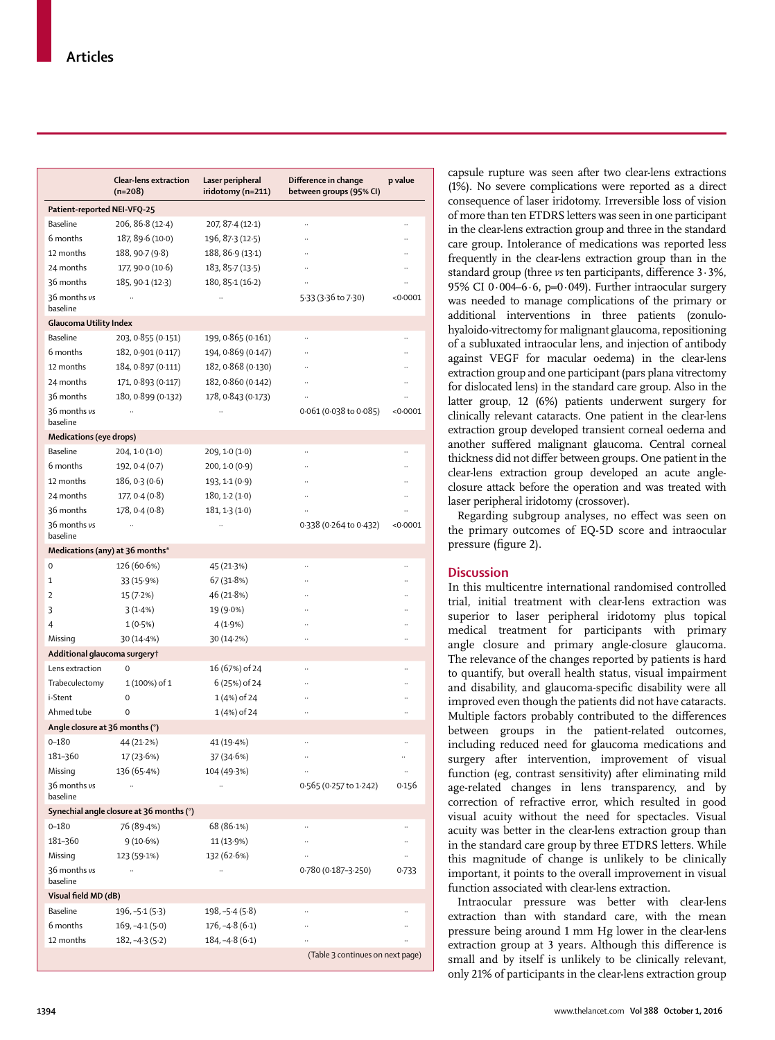| | Clear-lens extraction (n=208) | Laser peripheral iridotomy (n=211) | Difference in change between groups (95% CI) | p value |
|---|---|---|---|---|
| **Patient-reported NEI-VFQ-25** | | | | |
| Baseline | 206, 86·8 (12·4) | 207, 87·4 (12·1) | .. | .. |
| 6 months | 187, 89·6 (10·0) | 196, 87·3 (12·5) | .. | .. |
| 12 months | 188, 90·7 (9·8) | 188, 86·9 (13·1) | .. | .. |
| 24 months | 177, 90·0 (10·6) | 183, 85·7 (13·5) | .. | .. |
| 36 months | 185, 90·1 (12·3) | 180, 85·1 (16·2) | .. | .. |
| 36 months vs baseline | .. | .. | 5·33 (3·36 to 7·30) | <0·0001 |
| **Glaucoma Utility Index** | | | | |
| Baseline | 203, 0·855 (0·151) | 199, 0·865 (0·161) | .. | .. |
| 6 months | 182, 0·901 (0·117) | 194, 0·869 (0·147) | .. | .. |
| 12 months | 184, 0·897 (0·111) | 182, 0·868 (0·130) | .. | .. |
| 24 months | 171, 0·893 (0·117) | 182, 0·860 (0·142) | .. | .. |
| 36 months | 180, 0·899 (0·132) | 178, 0·843 (0·173) | .. | .. |
| 36 months vs baseline | .. | .. | 0·061 (0·038 to 0·085) | <0·0001 |
| **Medications (eye drops)** | | | | |
| Baseline | 204, 1·0 (1·0) | 209, 1·0 (1·0) | .. | .. |
| 6 months | 192, 0·4 (0·7) | 200, 1·0 (0·9) | .. | .. |
| 12 months | 186, 0·3 (0·6) | 193, 1·1 (0·9) | .. | .. |
| 24 months | 177, 0·4 (0·8) | 180, 1·2 (1·0) | .. | .. |
| 36 months | 178, 0·4 (0·8) | 181, 1·3 (1·0) | .. | .. |
| 36 months vs baseline | .. | .. | 0·338 (0·264 to 0·432) | <0·0001 |
| **Medications (any) at 36 months*** | | | | |
| 0 | 126 (60·6%) | 45 (21·3%) | .. | .. |
| 1 | 33 (15·9%) | 67 (31·8%) | .. | .. |
| 2 | 15 (7·2%) | 46 (21·8%) | .. | .. |
| 3 | 3 (1·4%) | 19 (9·0%) | .. | .. |
| 4 | 1 (0·5%) | 4 (1·9%) | .. | .. |
| Missing | 30 (14·4%) | 30 (14·2%) | .. | .. |
| **Additional glaucoma surgery†** | | | | |
| Lens extraction | 0 | 16 (67%) of 24 | .. | .. |
| Trabeculectomy | 1 (100%) of 1 | 6 (25%) of 24 | .. | .. |
| i-Stent | 0 | 1 (4%) of 24 | .. | .. |
| Ahmed tube | 0 | 1 (4%) of 24 | .. | .. |
| **Angle closure at 36 months (°)** | | | | |
| 0–180 | 44 (21·2%) | 41 (19·4%) | .. | .. |
| 181–360 | 17 (23·6%) | 37 (34·6%) | .. | .. |
| Missing | 136 (65·4%) | 104 (49·3%) | .. | .. |
| 36 months vs baseline | .. | .. | 0·565 (0·257 to 1·242) | 0·156 |
| **Synechial angle closure at 36 months (°)** | | | | |
| 0–180 | 76 (89·4%) | 68 (86·1%) | .. | .. |
| 181–360 | 9 (10·6%) | 11 (13·9%) | .. | .. |
| Missing | 123 (59·1%) | 132 (62·6%) | .. | .. |
| 36 months vs baseline | .. | .. | 0·780 (0·187–3·250) | 0·733 |
| **Visual field MD (dB)** | | | | |
| Baseline | 196, –5·1 (5·3) | 198, –5·4 (5·8) | .. | .. |
| 6 months | 169, –4·1 (5·0) | 176, –4·8 (6·1) | .. | .. |
| 12 months | 182, –4·3 (5·2) | 184, –4·8 (6·1) | .. | .. |

(Table 3 continues on next page)

capsule rupture was seen after two clear-lens extractions (1%). No severe complications were reported as a direct consequence of laser iridotomy. Irreversible loss of vision of more than ten ETDRS letters was seen in one participant in the clear-lens extraction group and three in the standard care group. Intolerance of medications was reported less frequently in the clear-lens extraction group than in the standard group (three *vs* ten participants, difference 3·3%, 95% CI 0·004–6·6, p=0·049). Further intraocular surgery was needed to manage complications of the primary or additional interventions in three patients (zonulo-hyaloido-vitrectomy for malignant glaucoma, repositioning of a subluxated intraocular lens, and injection of antibody against VEGF for macular oedema) in the clear-lens extraction group and one participant (pars plana vitrectomy for dislocated lens) in the standard care group. Also in the latter group, 12 (6%) patients underwent surgery for clinically relevant cataracts. One patient in the clear-lens extraction group developed transient corneal oedema and another suffered malignant glaucoma. Central corneal thickness did not differ between groups. One patient in the clear-lens extraction group developed an acute angle-closure attack before the operation and was treated with laser peripheral iridotomy (crossover).

Regarding subgroup analyses, no effect was seen on the primary outcomes of EQ-5D score and intraocular pressure (figure 2).

## Discussion

In this multicentre international randomised controlled trial, initial treatment with clear-lens extraction was superior to laser peripheral iridotomy plus topical medical treatment for participants with primary angle closure and primary angle-closure glaucoma. The relevance of the changes reported by patients is hard to quantify, but overall health status, visual impairment and disability, and glaucoma-specific disability were all improved even though the patients did not have cataracts. Multiple factors probably contributed to the differences between groups in the patient-related outcomes, including reduced need for glaucoma medications and surgery after intervention, improvement of visual function (eg, contrast sensitivity) after eliminating mild age-related changes in lens transparency, and by correction of refractive error, which resulted in good visual acuity without the need for spectacles. Visual acuity was better in the clear-lens extraction group than in the standard care group by three ETDRS letters. While this magnitude of change is unlikely to be clinically important, it points to the overall improvement in visual function associated with clear-lens extraction.

Intraocular pressure was better with clear-lens extraction than with standard care, with the mean pressure being around 1 mm Hg lower in the clear-lens extraction group at 3 years. Although this difference is small and by itself is unlikely to be clinically relevant, only 21% of participants in the clear-lens extraction group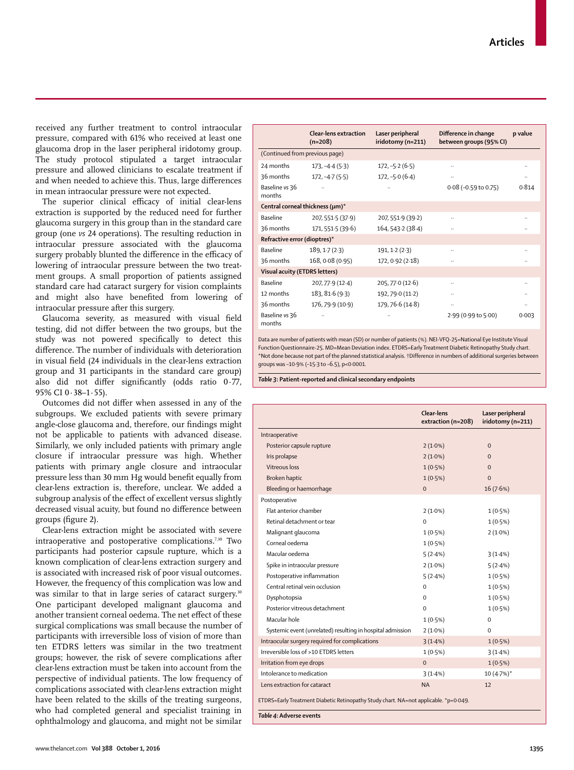received any further treatment to control intraocular pressure, compared with 61% who received at least one glaucoma drop in the laser peripheral iridotomy group. The study protocol stipulated a target intraocular pressure and allowed clinicians to escalate treatment if and when needed to achieve this. Thus, large differences in mean intraocular pressure were not expected.

The superior clinical efficacy of initial clear-lens extraction is supported by the reduced need for further glaucoma surgery in this group than in the standard care group (one *vs* 24 operations). The resulting reduction in intraocular pressure associated with the glaucoma surgery probably blunted the difference in the efficacy of lowering of intraocular pressure between the two treatment groups. A small proportion of patients assigned standard care had cataract surgery for vision complaints and might also have benefited from lowering of intraocular pressure after this surgery.

Glaucoma severity, as measured with visual field testing, did not differ between the two groups, but the study was not powered specifically to detect this difference. The number of individuals with deterioration in visual field (24 individuals in the clear-lens extraction group and 31 participants in the standard care group) also did not differ significantly (odds ratio 0·77, 95% CI 0·38–1·55).

Outcomes did not differ when assessed in any of the subgroups. We excluded patients with severe primary angle-close glaucoma and, therefore, our findings might not be applicable to patients with advanced disease. Similarly, we only included patients with primary angle closure if intraocular pressure was high. Whether patients with primary angle closure and intraocular pressure less than 30 mm Hg would benefit equally from clear-lens extraction is, therefore, unclear. We added a subgroup analysis of the effect of excellent versus slightly decreased visual acuity, but found no difference between groups (figure 2).

Clear-lens extraction might be associated with severe intraoperative and postoperative complications.[7,30] Two participants had posterior capsule rupture, which is a known complication of clear-lens extraction surgery and is associated with increased risk of poor visual outcomes. However, the frequency of this complication was low and was similar to that in large series of cataract surgery.[30] One participant developed malignant glaucoma and another transient corneal oedema. The net effect of these surgical complications was small because the number of participants with irreversible loss of vision of more than ten ETDRS letters was similar in the two treatment groups; however, the risk of severe complications after clear-lens extraction must be taken into account from the perspective of individual patients. The low frequency of complications associated with clear-lens extraction might have been related to the skills of the treating surgeons, who had completed general and specialist training in ophthalmology and glaucoma, and might not be similar

| | Clear-lens extraction (n=208) | Laser peripheral iridotomy (n=211) | Difference in change between groups (95% CI) | p value |
|---|---|---|---|---|
| (Continued from previous page) | | | | |
| 24 months | 173, −4·4 (5·3) | 172, −5·2 (6·5) | .. | .. |
| 36 months | 172, −4·7 (5·5) | 172, −5·0 (6·4) | .. | .. |
| Baseline *vs* 36 months | .. | .. | 0·08 (−0·59 to 0·75) | 0·814 |
| **Central corneal thickness (μm)*** | | | | |
| Baseline | 207, 551·5 (37·9) | 207, 551·9 (39·2) | .. | .. |
| 36 months | 171, 551·5 (39·6) | 164, 543·2 (38·4) | .. | .. |
| **Refractive error (dioptres)*** | | | | |
| Baseline | 189, 1·7 (2·3) | 191, 1·2 (2·3) | .. | .. |
| 36 months | 168, 0·08 (0·95) | 172, 0·92 (2·18) | .. | .. |
| **Visual acuity (ETDRS letters)** | | | | |
| Baseline | 207, 77·9 (12·4) | 205, 77·0 (12·6) | .. | .. |
| 12 months | 183, 81·6 (9·3) | 192, 79·0 (11·2) | .. | .. |
| 36 months | 176, 79·9 (10·9) | 179, 76·6 (14·8) | .. | .. |
| Baseline *vs* 36 months | .. | .. | 2·99 (0·99 to 5·00) | 0·003 |

Data are number of patients with mean (SD) or number of patients (%). NEI-VFQ-25=National Eye Institute Visual Function Questionnaire-25. MD=Mean Deviation index. ETDRS=Early Treatment Diabetic Retinopathy Study chart. *Not done because not part of the planned statistical analysis. †Difference in numbers of additional surgeries between groups was −10·9% (−15·3 to −6·5), p<0·0001.

***Table 3*: Patient-reported and clinical secondary endpoints**

| | Clear-lens extraction (n=208) | Laser peripheral iridotomy (n=211) |
|---|---|---|
| Intraoperative | | |
| Posterior capsule rupture | 2 (1·0%) | 0 |
| Iris prolapse | 2 (1·0%) | 0 |
| Vitreous loss | 1 (0·5%) | 0 |
| Broken haptic | 1 (0·5%) | 0 |
| Bleeding or haemorrhage | 0 | 16 (7·6%) |
| Postoperative | | |
| Flat anterior chamber | 2 (1·0%) | 1 (0·5%) |
| Retinal detachment or tear | 0 | 1 (0·5%) |
| Malignant glaucoma | 1 (0·5%) | 2 (1·0%) |
| Corneal oedema | 1 (0·5%) | |
| Macular oedema | 5 (2·4%) | 3 (1·4%) |
| Spike in intraocular pressure | 2 (1·0%) | 5 (2·4%) |
| Postoperative inflammation | 5 (2·4%) | 1 (0·5%) |
| Central retinal vein occlusion | 0 | 1 (0·5%) |
| Dysphotopsia | 0 | 1 (0·5%) |
| Posterior vitreous detachment | 0 | 1 (0·5%) |
| Macular hole | 1 (0·5%) | 0 |
| Systemic event (unrelated) resulting in hospital admission | 2 (1·0%) | 0 |
| Intraocular surgery required for complications | 3 (1·4%) | 1 (0·5%) |
| Irreversible loss of >10 ETDRS letters | 1 (0·5%) | 3 (1·4%) |
| Irritation from eye drops | 0 | 1 (0·5%) |
| Intolerance to medication | 3 (1·4%) | 10 (4·7%)* |
| Lens extraction for cataract | NA | 12 |

ETDRS=Early Treatment Diabetic Retinopathy Study chart. NA=not applicable. *p=0·049.

***Table 4*: Adverse events**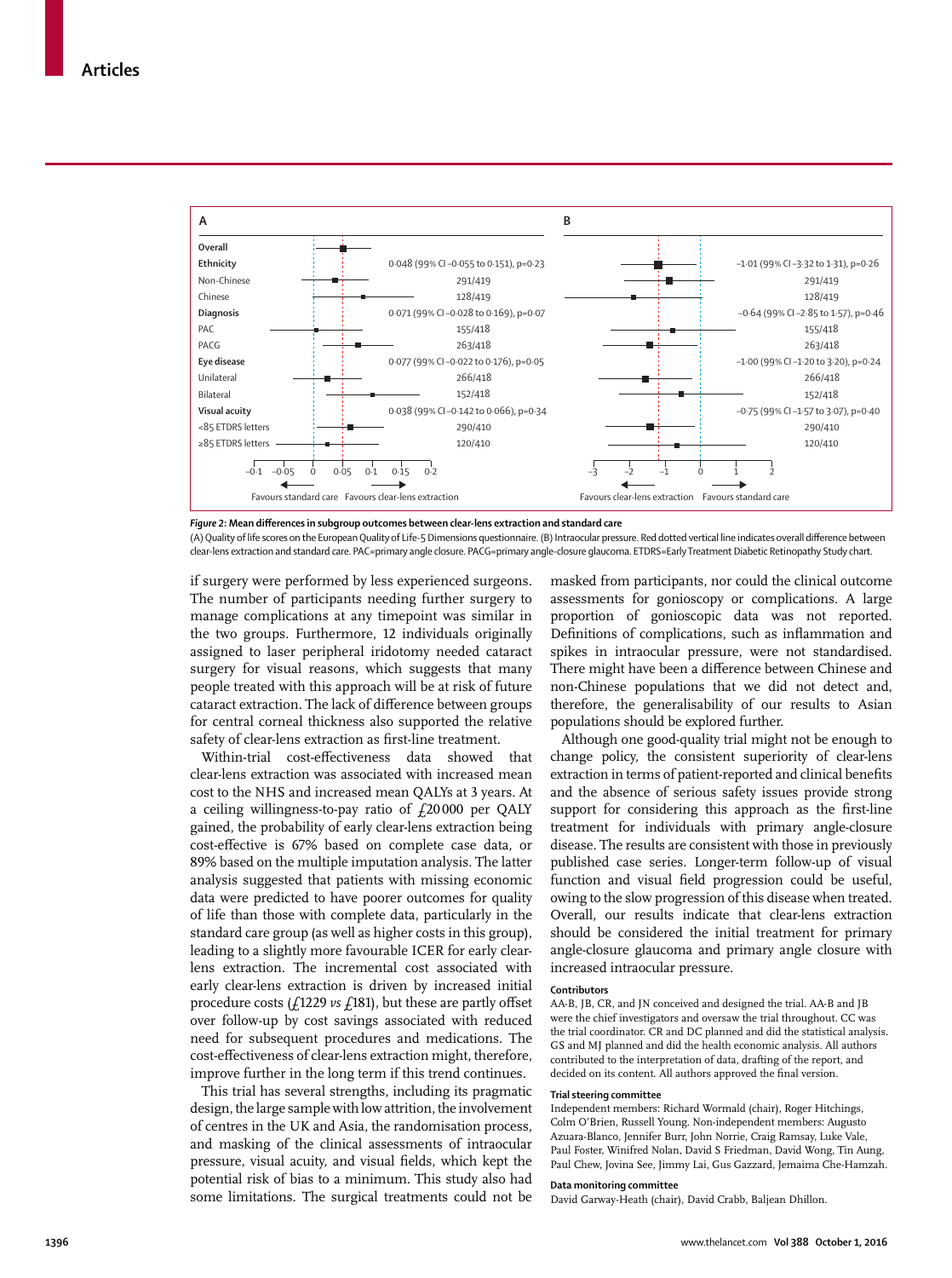| A | | B | |
|---|---|---|---|
| **Overall** | | | |
| **Ethnicity** | 0·048 (99% CI −0·055 to 0·151), p=0·23 | | −1·01 (99% CI −3·32 to 1·31), p=0·26 |
| Non-Chinese | 291/419 | | 291/419 |
| Chinese | 128/419 | | 128/419 |
| **Diagnosis** | 0·071 (99% CI −0·028 to 0·169), p=0·07 | | −0·64 (99% CI −2·85 to 1·57), p=0·46 |
| PAC | 155/418 | | 155/418 |
| PACG | 263/418 | | 263/418 |
| **Eye disease** | 0·077 (99% CI −0·022 to 0·176), p=0·05 | | −1·00 (99% CI −1·20 to 3·20), p=0·24 |
| Unilateral | 266/418 | | 266/418 |
| Bilateral | 152/418 | | 152/418 |
| **Visual acuity** | 0·038 (99% CI −0·142 to 0·066), p=0·34 | | −0·75 (99% CI −1·57 to 3·07), p=0·40 |
| <85 ETDRS letters | 290/410 | | 290/410 |
| ≥85 ETDRS letters | 120/410 | | 120/410 |

A: Favours standard care ← → Favours clear-lens extraction. B: Favours clear-lens extraction ← → Favours standard care.

***Figure 2:* Mean differences in subgroup outcomes between clear-lens extraction and standard care**

(A) Quality of life scores on the European Quality of Life-5 Dimensions questionnaire. (B) Intraocular pressure. Red dotted vertical line indicates overall difference between clear-lens extraction and standard care. PAC=primary angle closure. PACG=primary angle-closure glaucoma. ETDRS=Early Treatment Diabetic Retinopathy Study chart.

if surgery were performed by less experienced surgeons. The number of participants needing further surgery to manage complications at any timepoint was similar in the two groups. Furthermore, 12 individuals originally assigned to laser peripheral iridotomy needed cataract surgery for visual reasons, which suggests that many people treated with this approach will be at risk of future cataract extraction. The lack of difference between groups for central corneal thickness also supported the relative safety of clear-lens extraction as first-line treatment.

Within-trial cost-effectiveness data showed that clear-lens extraction was associated with increased mean cost to the NHS and increased mean QALYs at 3 years. At a ceiling willingness-to-pay ratio of £20 000 per QALY gained, the probability of early clear-lens extraction being cost-effective is 67% based on complete case data, or 89% based on the multiple imputation analysis. The latter analysis suggested that patients with missing economic data were predicted to have poorer outcomes for quality of life than those with complete data, particularly in the standard care group (as well as higher costs in this group), leading to a slightly more favourable ICER for early clear-lens extraction. The incremental cost associated with early clear-lens extraction is driven by increased initial procedure costs (£1229 *vs* £181), but these are partly offset over follow-up by cost savings associated with reduced need for subsequent procedures and medications. The cost-effectiveness of clear-lens extraction might, therefore, improve further in the long term if this trend continues.

This trial has several strengths, including its pragmatic design, the large sample with low attrition, the involvement of centres in the UK and Asia, the randomisation process, and masking of the clinical assessments of intraocular pressure, visual acuity, and visual fields, which kept the potential risk of bias to a minimum. This study also had some limitations. The surgical treatments could not be masked from participants, nor could the clinical outcome assessments for gonioscopy or complications. A large proportion of gonioscopic data was not reported. Definitions of complications, such as inflammation and spikes in intraocular pressure, were not standardised. There might have been a difference between Chinese and non-Chinese populations that we did not detect and, therefore, the generalisability of our results to Asian populations should be explored further.

Although one good-quality trial might not be enough to change policy, the consistent superiority of clear-lens extraction in terms of patient-reported and clinical benefits and the absence of serious safety issues provide strong support for considering this approach as the first-line treatment for individuals with primary angle-closure disease. The results are consistent with those in previously published case series. Longer-term follow-up of visual function and visual field progression could be useful, owing to the slow progression of this disease when treated. Overall, our results indicate that clear-lens extraction should be considered the initial treatment for primary angle-closure glaucoma and primary angle closure with increased intraocular pressure.

#### Contributors

AA-B, JB, CR, and JN conceived and designed the trial. AA-B and JB were the chief investigators and oversaw the trial throughout. CC was the trial coordinator. CR and DC planned and did the statistical analysis. GS and MJ planned and did the health economic analysis. All authors contributed to the interpretation of data, drafting of the report, and decided on its content. All authors approved the final version.

#### Trial steering committee

Independent members: Richard Wormald (chair), Roger Hitchings, Colm O'Brien, Russell Young. Non-independent members: Augusto Azuara-Blanco, Jennifer Burr, John Norrie, Craig Ramsay, Luke Vale, Paul Foster, Winifred Nolan, David S Friedman, David Wong, Tin Aung, Paul Chew, Jovina See, Jimmy Lai, Gus Gazzard, Jemaima Che-Hamzah.

#### Data monitoring committee

David Garway-Heath (chair), David Crabb, Baljean Dhillon.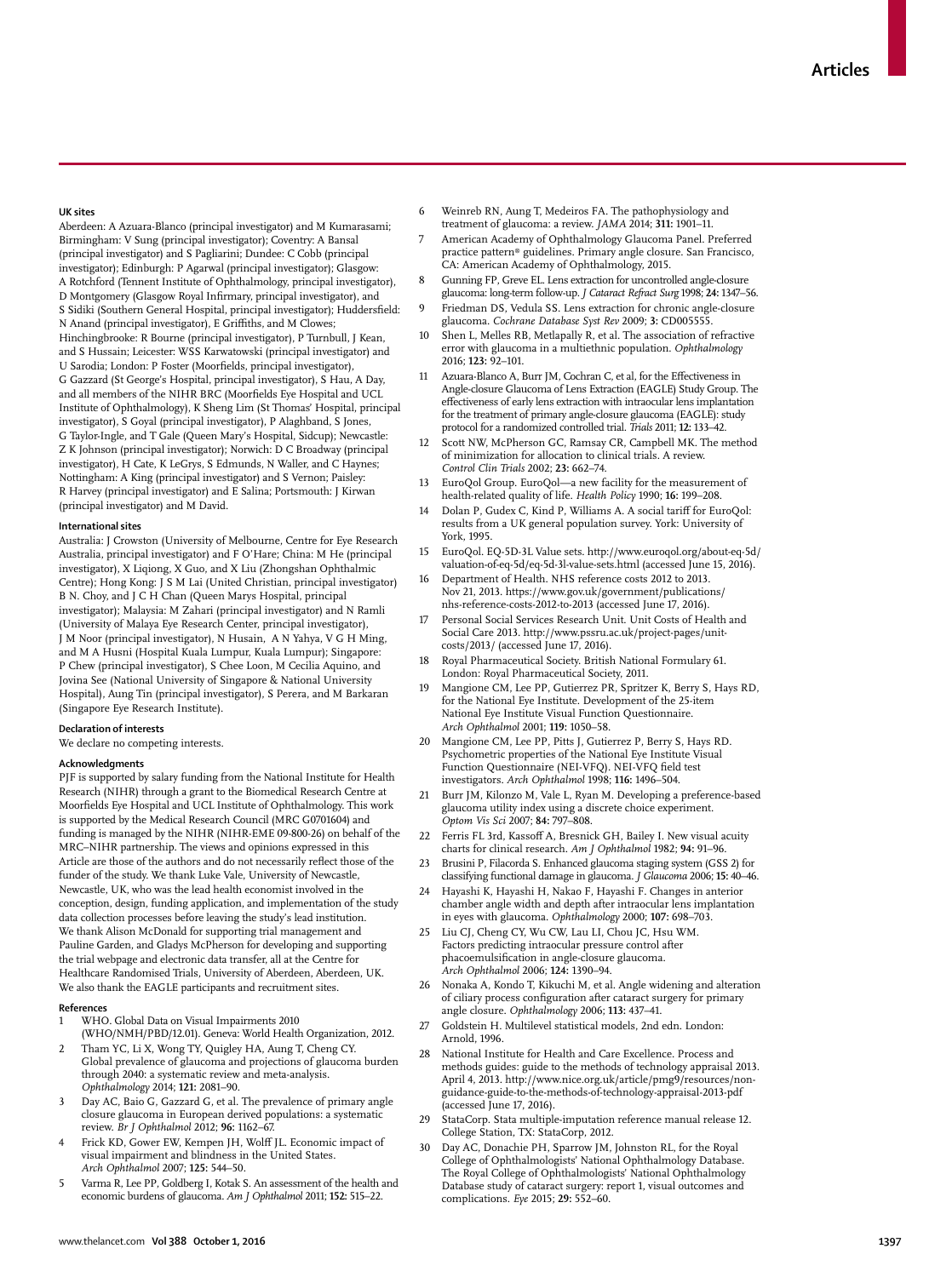### UK sites

Aberdeen: A Azuara-Blanco (principal investigator) and M Kumarasami; Birmingham: V Sung (principal investigator); Coventry: A Bansal (principal investigator) and S Pagliarini; Dundee: C Cobb (principal investigator); Edinburgh: P Agarwal (principal investigator); Glasgow: A Rotchford (Tennent Institute of Ophthalmology, principal investigator), D Montgomery (Glasgow Royal Infirmary, principal investigator), and S Sidiki (Southern General Hospital, principal investigator); Huddersfield: N Anand (principal investigator), E Griffiths, and M Clowes; Hinchingbrooke: R Bourne (principal investigator), P Turnbull, J Kean, and S Hussain; Leicester: WSS Karwatowski (principal investigator) and U Sarodia; London: P Foster (Moorfields, principal investigator), G Gazzard (St George's Hospital, principal investigator), S Hau, A Day, and all members of the NIHR BRC (Moorfields Eye Hospital and UCL Institute of Ophthalmology), K Sheng Lim (St Thomas' Hospital, principal investigator), S Goyal (principal investigator), P Alaghband, S Jones, G Taylor-Ingle, and T Gale (Queen Mary's Hospital, Sidcup); Newcastle: Z K Johnson (principal investigator); Norwich: D C Broadway (principal investigator), H Cate, K LeGrys, S Edmunds, N Waller, and C Haynes; Nottingham: A King (principal investigator) and S Vernon; Paisley: R Harvey (principal investigator) and E Salina; Portsmouth: J Kirwan (principal investigator) and M David.

### International sites

Australia: J Crowston (University of Melbourne, Centre for Eye Research Australia, principal investigator) and F O'Hare; China: M He (principal investigator), X Liqiong, X Guo, and X Liu (Zhongshan Ophthalmic Centre); Hong Kong: J S M Lai (United Christian, principal investigator) B N. Choy, and J C H Chan (Queen Marys Hospital, principal investigator); Malaysia: M Zahari (principal investigator) and N Ramli (University of Malaya Eye Research Center, principal investigator), J M Noor (principal investigator), N Husain, A N Yahya, V G H Ming, and M A Husni (Hospital Kuala Lumpur, Kuala Lumpur); Singapore: P Chew (principal investigator), S Chee Loon, M Cecilia Aquino, and Jovina See (National University of Singapore & National University Hospital), Aung Tin (principal investigator), S Perera, and M Barkaran (Singapore Eye Research Institute).

### Declaration of interests

We declare no competing interests.

### Acknowledgments

PJF is supported by salary funding from the National Institute for Health Research (NIHR) through a grant to the Biomedical Research Centre at Moorfields Eye Hospital and UCL Institute of Ophthalmology. This work is supported by the Medical Research Council (MRC G0701604) and funding is managed by the NIHR (NIHR-EME 09-800-26) on behalf of the MRC–NIHR partnership. The views and opinions expressed in this Article are those of the authors and do not necessarily reflect those of the funder of the study. We thank Luke Vale, University of Newcastle, Newcastle, UK, who was the lead health economist involved in the conception, design, funding application, and implementation of the study data collection processes before leaving the study's lead institution. We thank Alison McDonald for supporting trial management and Pauline Garden, and Gladys McPherson for developing and supporting the trial webpage and electronic data transfer, all at the Centre for Healthcare Randomised Trials, University of Aberdeen, Aberdeen, UK. We also thank the EAGLE participants and recruitment sites.

### References

1. WHO. Global Data on Visual Impairments 2010 (WHO/NMH/PBD/12.01). Geneva: World Health Organization, 2012.
2. Tham YC, Li X, Wong TY, Quigley HA, Aung T, Cheng CY. Global prevalence of glaucoma and projections of glaucoma burden through 2040: a systematic review and meta-analysis. *Ophthalmology* 2014; **121:** 2081–90.
3. Day AC, Baio G, Gazzard G, et al. The prevalence of primary angle closure glaucoma in European derived populations: a systematic review. *Br J Ophthalmol* 2012; **96:** 1162–67.
4. Frick KD, Gower EW, Kempen JH, Wolff JL. Economic impact of visual impairment and blindness in the United States. *Arch Ophthalmol* 2007; **125:** 544–50.
5. Varma R, Lee PP, Goldberg I, Kotak S. An assessment of the health and economic burdens of glaucoma. *Am J Ophthalmol* 2011; **152:** 515–22.
6. Weinreb RN, Aung T, Medeiros FA. The pathophysiology and treatment of glaucoma: a review. *JAMA* 2014; **311:** 1901–11.
7. American Academy of Ophthalmology Glaucoma Panel. Preferred practice pattern® guidelines. Primary angle closure. San Francisco, CA: American Academy of Ophthalmology, 2015.
8. Gunning FP, Greve EL. Lens extraction for uncontrolled angle-closure glaucoma: long-term follow-up. *J Cataract Refract Surg* 1998; **24:** 1347–56.
9. Friedman DS, Vedula SS. Lens extraction for chronic angle-closure glaucoma. *Cochrane Database Syst Rev* 2009; **3:** CD005555.
10. Shen L, Melles RB, Metlapally R, et al. The association of refractive error with glaucoma in a multiethnic population. *Ophthalmology* 2016; **123:** 92–101.
11. Azuara-Blanco A, Burr JM, Cochran C, et al, for the Effectiveness in Angle-closure Glaucoma of Lens Extraction (EAGLE) Study Group. The effectiveness of early lens extraction with intraocular lens implantation for the treatment of primary angle-closure glaucoma (EAGLE): study protocol for a randomized controlled trial. *Trials* 2011; **12:** 133–42.
12. Scott NW, McPherson GC, Ramsay CR, Campbell MK. The method of minimization for allocation to clinical trials. A review. *Control Clin Trials* 2002; **23:** 662–74.
13. EuroQol Group. EuroQol—a new facility for the measurement of health-related quality of life. *Health Policy* 1990; **16:** 199–208.
14. Dolan P, Gudex C, Kind P, Williams A. A social tariff for EuroQol: results from a UK general population survey. York: University of York, 1995.
15. EuroQol. EQ-5D-3L Value sets. http://www.euroqol.org/about-eq-5d/valuation-of-eq-5d/eq-5d-3l-value-sets.html (accessed June 15, 2016).
16. Department of Health. NHS reference costs 2012 to 2013. Nov 21, 2013. https://www.gov.uk/government/publications/nhs-reference-costs-2012-to-2013 (accessed June 17, 2016).
17. Personal Social Services Research Unit. Unit Costs of Health and Social Care 2013. http://www.pssru.ac.uk/project-pages/unit-costs/2013/ (accessed June 17, 2016).
18. Royal Pharmaceutical Society. British National Formulary 61. London: Royal Pharmaceutical Society, 2011.
19. Mangione CM, Lee PP, Gutierrez PR, Spritzer K, Berry S, Hays RD, for the National Eye Institute. Development of the 25-item National Eye Institute Visual Function Questionnaire. *Arch Ophthalmol* 2001; **119:** 1050–58.
20. Mangione CM, Lee PP, Pitts J, Gutierrez P, Berry S, Hays RD. Psychometric properties of the National Eye Institute Visual Function Questionnaire (NEI-VFQ). NEI-VFQ field test investigators. *Arch Ophthalmol* 1998; **116:** 1496–504.
21. Burr JM, Kilonzo M, Vale L, Ryan M. Developing a preference-based glaucoma utility index using a discrete choice experiment. *Optom Vis Sci* 2007; **84:** 797–808.
22. Ferris FL 3rd, Kassoff A, Bresnick GH, Bailey I. New visual acuity charts for clinical research. *Am J Ophthalmol* 1982; **94:** 91–96.
23. Brusini P, Filacorda S. Enhanced glaucoma staging system (GSS 2) for classifying functional damage in glaucoma. *J Glaucoma* 2006; **15:** 40–46.
24. Hayashi K, Hayashi H, Nakao F, Hayashi F. Changes in anterior chamber angle width and depth after intraocular lens implantation in eyes with glaucoma. *Ophthalmology* 2000; **107:** 698–703.
25. Liu CJ, Cheng CY, Wu CW, Lau LI, Chou JC, Hsu WM. Factors predicting intraocular pressure control after phacoemulsification in angle-closure glaucoma. *Arch Ophthalmol* 2006; **124:** 1390–94.
26. Nonaka A, Kondo T, Kikuchi M, et al. Angle widening and alteration of ciliary process configuration after cataract surgery for primary angle closure. *Ophthalmology* 2006; **113:** 437–41.
27. Goldstein H. Multilevel statistical models, 2nd edn. London: Arnold, 1996.
28. National Institute for Health and Care Excellence. Process and methods guides: guide to the methods of technology appraisal 2013. April 4, 2013. http://www.nice.org.uk/article/pmg9/resources/non-guidance-guide-to-the-methods-of-technology-appraisal-2013-pdf (accessed June 17, 2016).
29. StataCorp. Stata multiple-imputation reference manual release 12. College Station, TX: StataCorp, 2012.
30. Day AC, Donachie PH, Sparrow JM, Johnston RL, for the Royal College of Ophthalmologists' National Ophthalmology Database. The Royal College of Ophthalmologists' National Ophthalmology Database study of cataract surgery: report 1, visual outcomes and complications. *Eye* 2015; **29:** 552–60.